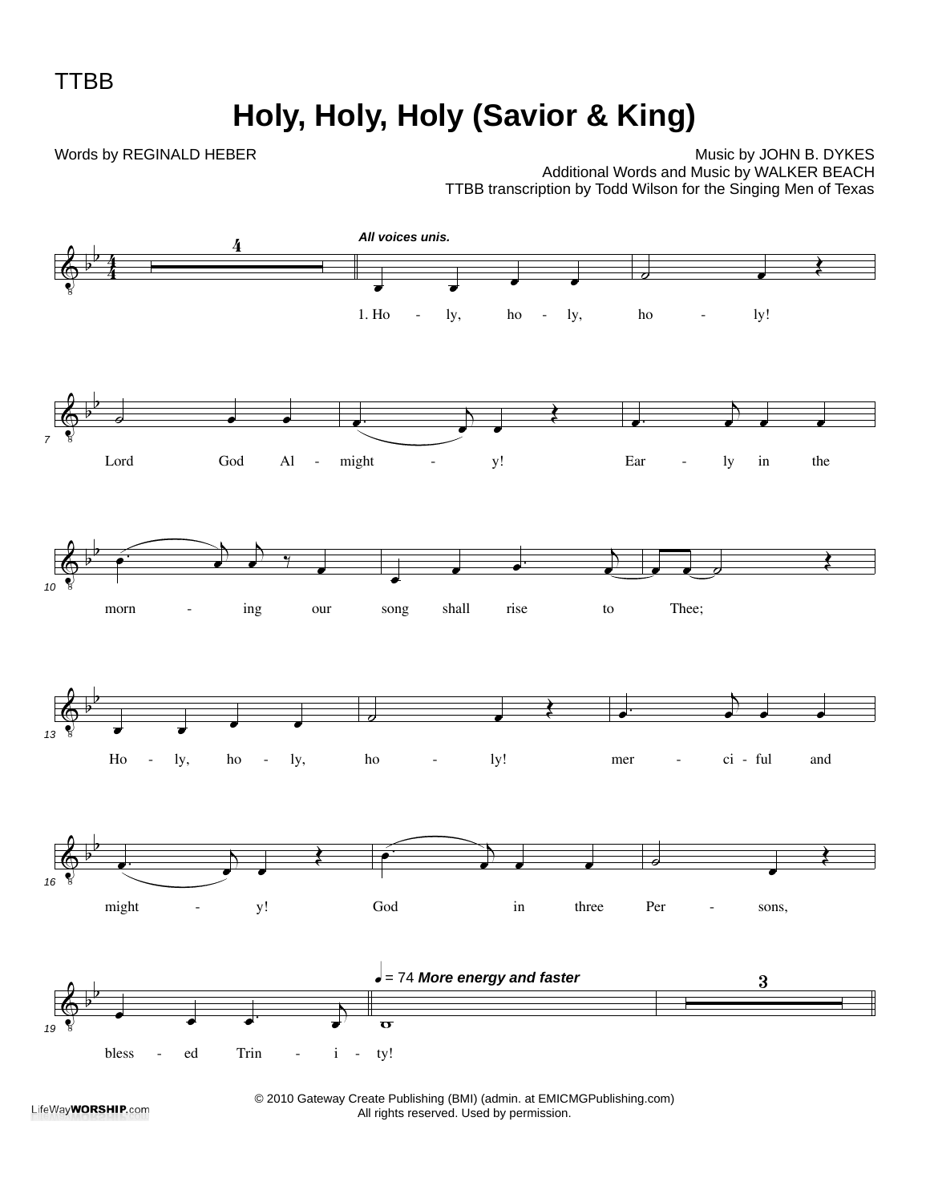TTBB

# Holy, Holy, Holy (Savior & King)

Words by REGINALD HEBER

Music by JOHN B. DYKES
Additional Words and Music by WALKER BEACH
TTBB transcription by Todd Wilson for the Singing Men of Texas

*All voices unis.*

1. Ho - ly, ho - ly, ho - ly! Lord God Al - might - y! Ear - ly in the morn - ing our song shall rise to Thee; Ho - ly, ho - ly, ho - ly! mer - ci - ful and might - y! God in three Per - sons, bless - ed Trin - i - ty!

♩ = 74 ***More energy and faster***

© 2010 Gateway Create Publishing (BMI) (admin. at EMICMGPublishing.com)
All rights reserved. Used by permission.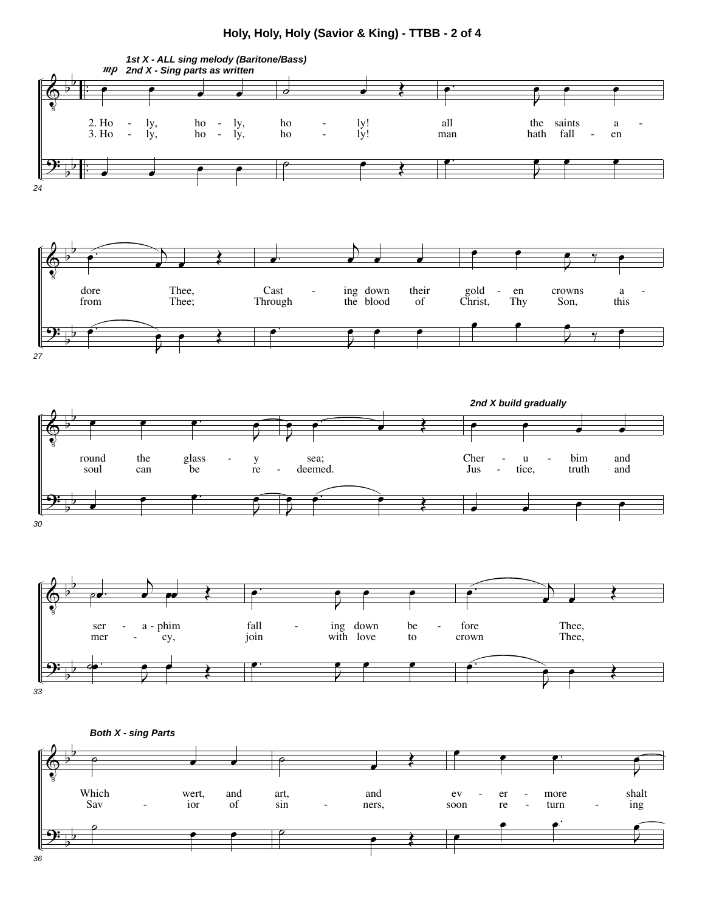# Holy, Holy, Holy (Savior & King) - TTBB - 2 of 4

*mp* ***1st X - ALL sing melody (Baritone/Bass)***
***2nd X - Sing parts as written***

2. Ho - ly, ho - ly, ho - ly! all the saints a - dore Thee, Cast - ing down their gold - en crowns a - round the glass - y sea;
3. Ho - ly, ho - ly, ho - ly! man hath fall - en from Thee; Through the blood of Christ, Thy Son, this soul can be re - deemed.

***2nd X build gradually***

Cher - u - bim and ser - a - phim fall - ing down be - fore Thee,
Jus - tice, truth and mer - cy, join with love to crown Thee,

***Both X - sing Parts***

Which wert, and art, and ev - er - more shalt
Sav - ior of sin - ners, soon re - turn - ing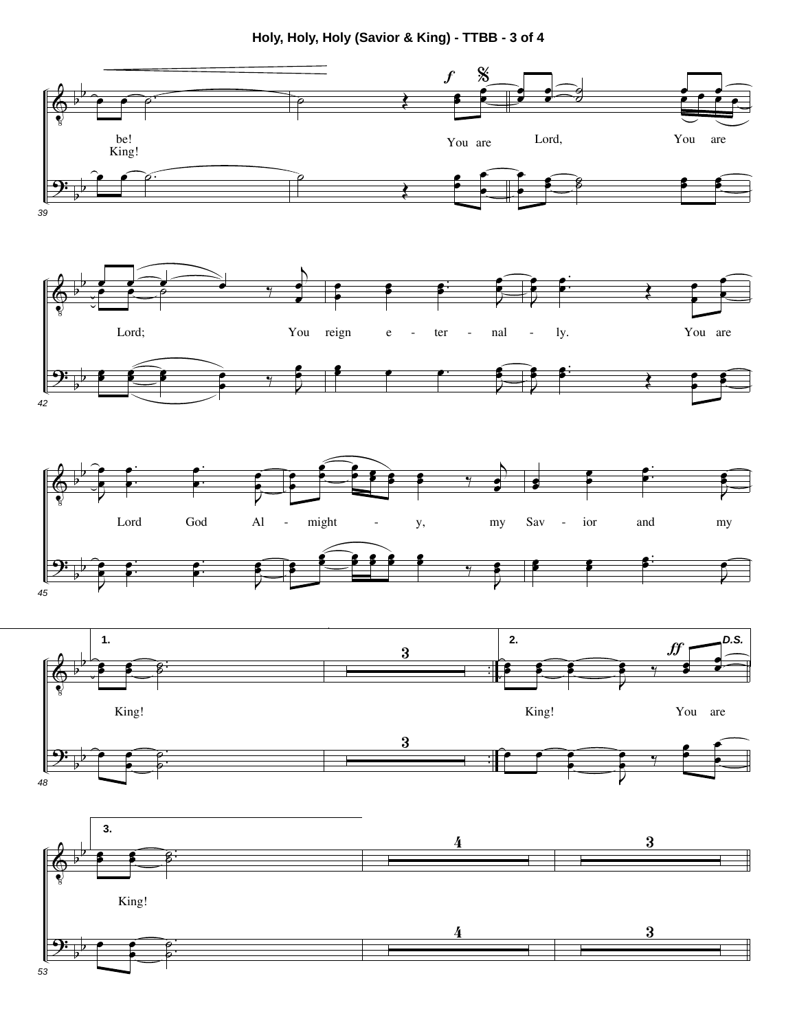be!
King!

You are Lord, You are Lord; You reign e - ter - nal - ly. You are Lord God Al - might - y, my Sav - ior and my

1. King!

2. King! You are

D.S.

3. King!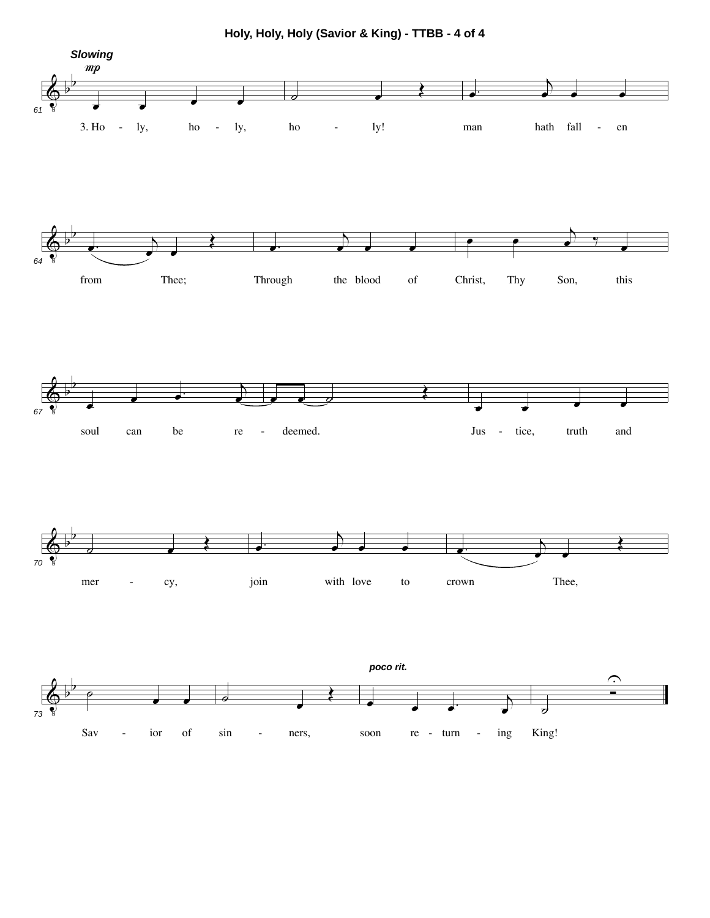**Holy, Holy, Holy (Savior & King) - TTBB - 4 of 4**

*Slowing*

*mp*

3. Ho - ly, ho - ly, ho - ly! man hath fall - en

from Thee; Through the blood of Christ, Thy Son, this

soul can be re - deemed. Jus - tice, truth and

mer - cy, join with love to crown Thee,

*poco rit.*

Sav - ior of sin - ners, soon re - turn - ing King!